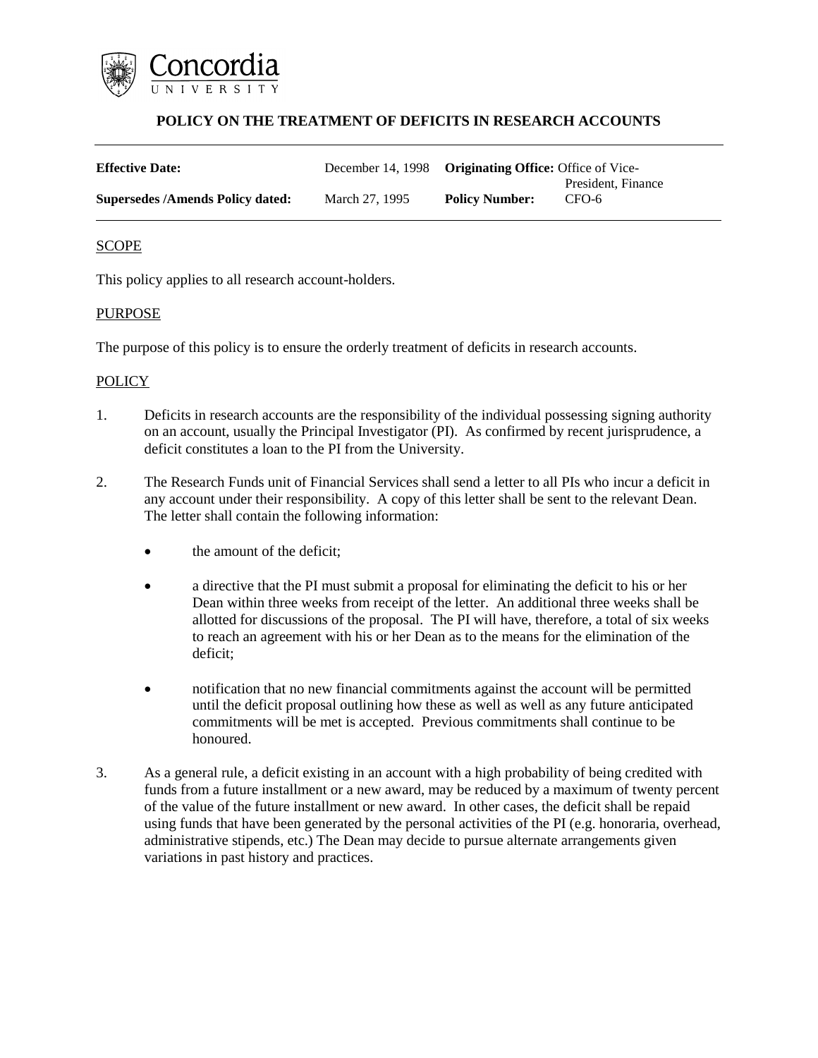Concordia UNIVERSITY

# POLICY ON THE TREATMENT OF DEFICITS IN RESEARCH ACCOUNTS

| | | | |
|---|---|---|---|
| **Effective Date:** | December 14, 1998 | **Originating Office:** | Office of Vice-President, Finance |
| **Supersedes /Amends Policy dated:** | March 27, 1995 | **Policy Number:** | CFO-6 |

## SCOPE

This policy applies to all research account-holders.

## PURPOSE

The purpose of this policy is to ensure the orderly treatment of deficits in research accounts.

## POLICY

1. Deficits in research accounts are the responsibility of the individual possessing signing authority on an account, usually the Principal Investigator (PI). As confirmed by recent jurisprudence, a deficit constitutes a loan to the PI from the University.

2. The Research Funds unit of Financial Services shall send a letter to all PIs who incur a deficit in any account under their responsibility. A copy of this letter shall be sent to the relevant Dean. The letter shall contain the following information:

   - the amount of the deficit;
   - a directive that the PI must submit a proposal for eliminating the deficit to his or her Dean within three weeks from receipt of the letter. An additional three weeks shall be allotted for discussions of the proposal. The PI will have, therefore, a total of six weeks to reach an agreement with his or her Dean as to the means for the elimination of the deficit;
   - notification that no new financial commitments against the account will be permitted until the deficit proposal outlining how these as well as well as any future anticipated commitments will be met is accepted. Previous commitments shall continue to be honoured.

3. As a general rule, a deficit existing in an account with a high probability of being credited with funds from a future installment or a new award, may be reduced by a maximum of twenty percent of the value of the future installment or new award. In other cases, the deficit shall be repaid using funds that have been generated by the personal activities of the PI (e.g. honoraria, overhead, administrative stipends, etc.) The Dean may decide to pursue alternate arrangements given variations in past history and practices.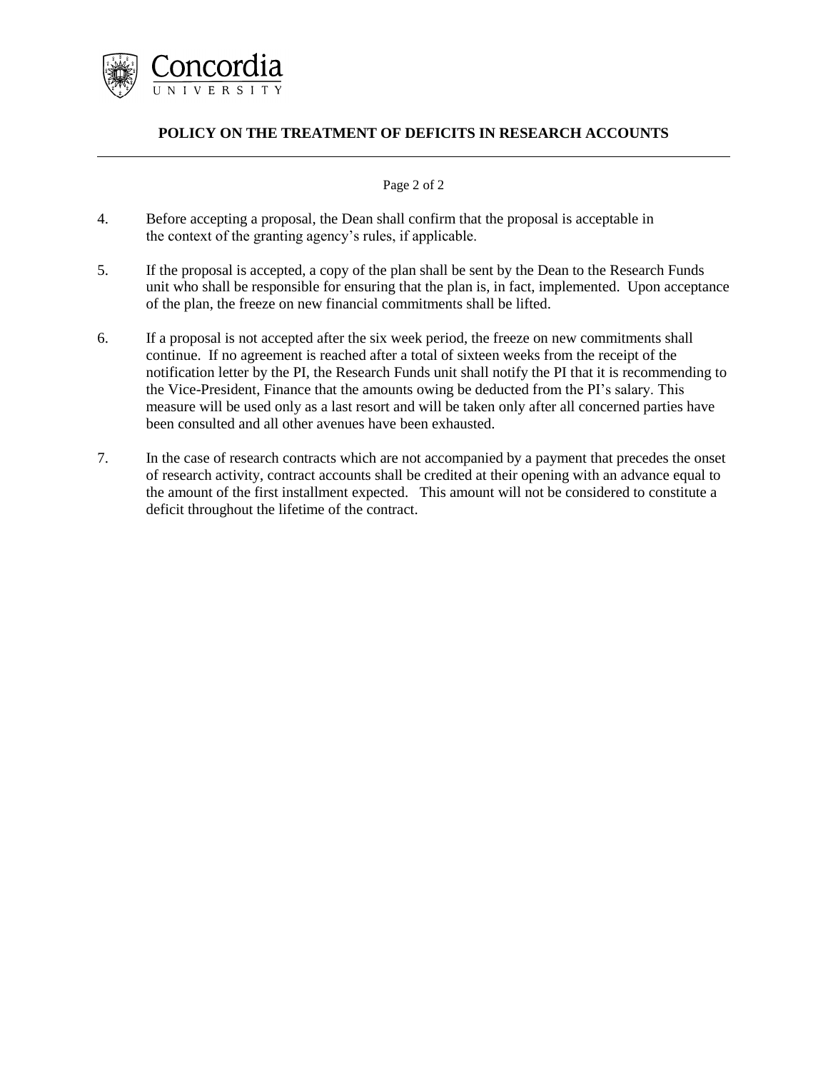4. Before accepting a proposal, the Dean shall confirm that the proposal is acceptable in the context of the granting agency's rules, if applicable.

5. If the proposal is accepted, a copy of the plan shall be sent by the Dean to the Research Funds unit who shall be responsible for ensuring that the plan is, in fact, implemented. Upon acceptance of the plan, the freeze on new financial commitments shall be lifted.

6. If a proposal is not accepted after the six week period, the freeze on new commitments shall continue. If no agreement is reached after a total of sixteen weeks from the receipt of the notification letter by the PI, the Research Funds unit shall notify the PI that it is recommending to the Vice-President, Finance that the amounts owing be deducted from the PI's salary. This measure will be used only as a last resort and will be taken only after all concerned parties have been consulted and all other avenues have been exhausted.

7. In the case of research contracts which are not accompanied by a payment that precedes the onset of research activity, contract accounts shall be credited at their opening with an advance equal to the amount of the first installment expected. This amount will not be considered to constitute a deficit throughout the lifetime of the contract.